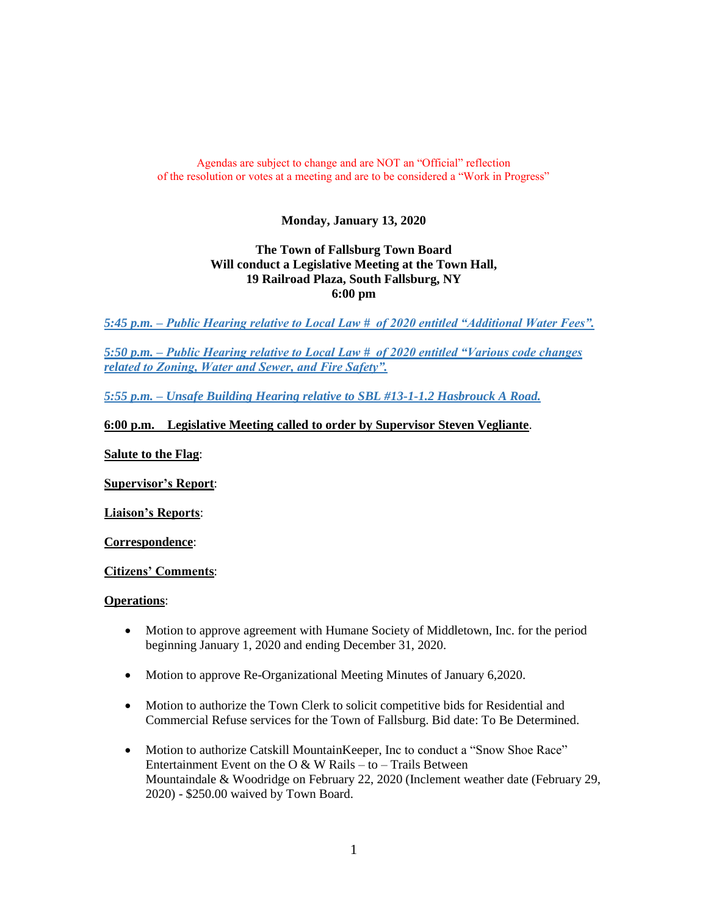Agendas are subject to change and are NOT an "Official" reflection of the resolution or votes at a meeting and are to be considered a "Work in Progress"

**Monday, January 13, 2020**

**The Town of Fallsburg Town Board**
**Will conduct a Legislative Meeting at the Town Hall,**
**19 Railroad Plaza, South Fallsburg, NY**
**6:00 pm**

***5:45 p.m. – Public Hearing relative to Local Law # of 2020 entitled "Additional Water Fees".***

***5:50 p.m. – Public Hearing relative to Local Law # of 2020 entitled "Various code changes related to Zoning, Water and Sewer, and Fire Safety".***

***5:55 p.m. – Unsafe Building Hearing relative to SBL #13-1-1.2 Hasbrouck A Road.***

**6:00 p.m. Legislative Meeting called to order by Supervisor Steven Vegliante**.

**Salute to the Flag**:

**Supervisor's Report**:

**Liaison's Reports**:

**Correspondence**:

**Citizens' Comments**:

**Operations**:

- Motion to approve agreement with Humane Society of Middletown, Inc. for the period beginning January 1, 2020 and ending December 31, 2020.
- Motion to approve Re-Organizational Meeting Minutes of January 6,2020.
- Motion to authorize the Town Clerk to solicit competitive bids for Residential and Commercial Refuse services for the Town of Fallsburg. Bid date: To Be Determined.
- Motion to authorize Catskill MountainKeeper, Inc to conduct a "Snow Shoe Race" Entertainment Event on the O & W Rails – to – Trails Between Mountaindale & Woodridge on February 22, 2020 (Inclement weather date (February 29, 2020) - $250.00 waived by Town Board.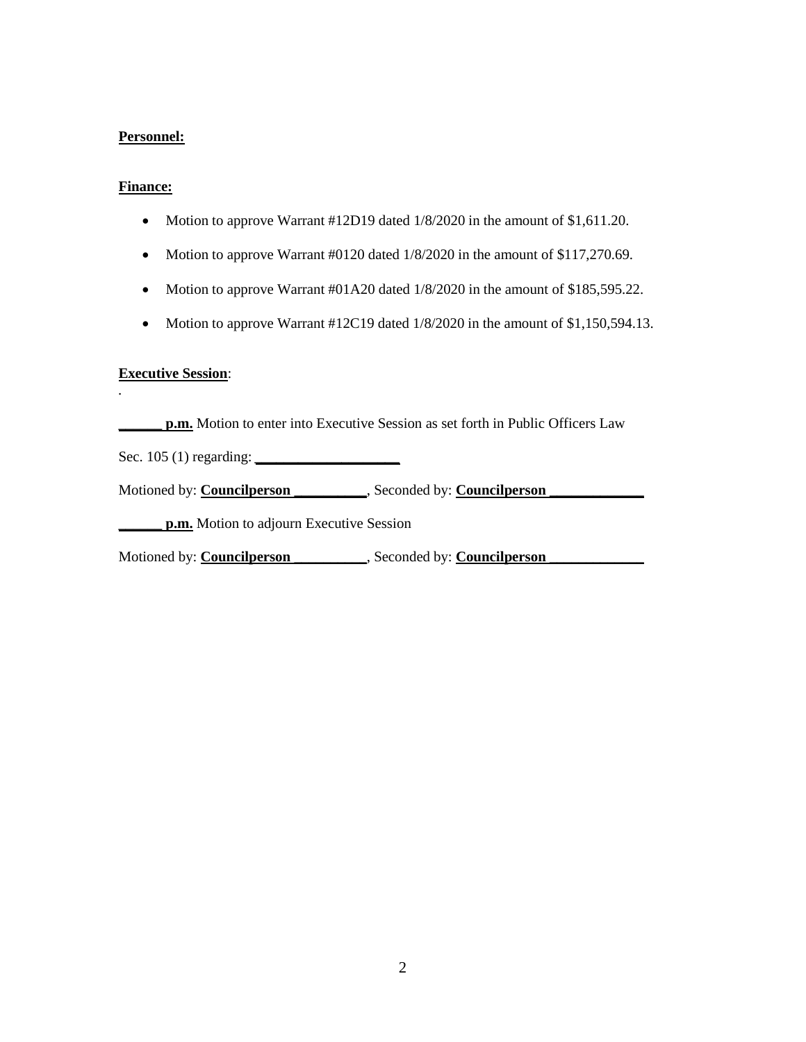**Personnel:**

**Finance:**

- Motion to approve Warrant #12D19 dated 1/8/2020 in the amount of $1,611.20.
- Motion to approve Warrant #0120 dated 1/8/2020 in the amount of $117,270.69.
- Motion to approve Warrant #01A20 dated 1/8/2020 in the amount of $185,595.22.
- Motion to approve Warrant #12C19 dated 1/8/2020 in the amount of $1,150,594.13.

**Executive Session**:

.

**______ p.m.** Motion to enter into Executive Session as set forth in Public Officers Law

Sec. 105 (1) regarding: ___________________

Motioned by: **Councilperson __________**, Seconded by: **Councilperson _____________**

**______ p.m.** Motion to adjourn Executive Session

Motioned by: **Councilperson __________**, Seconded by: **Councilperson _____________**